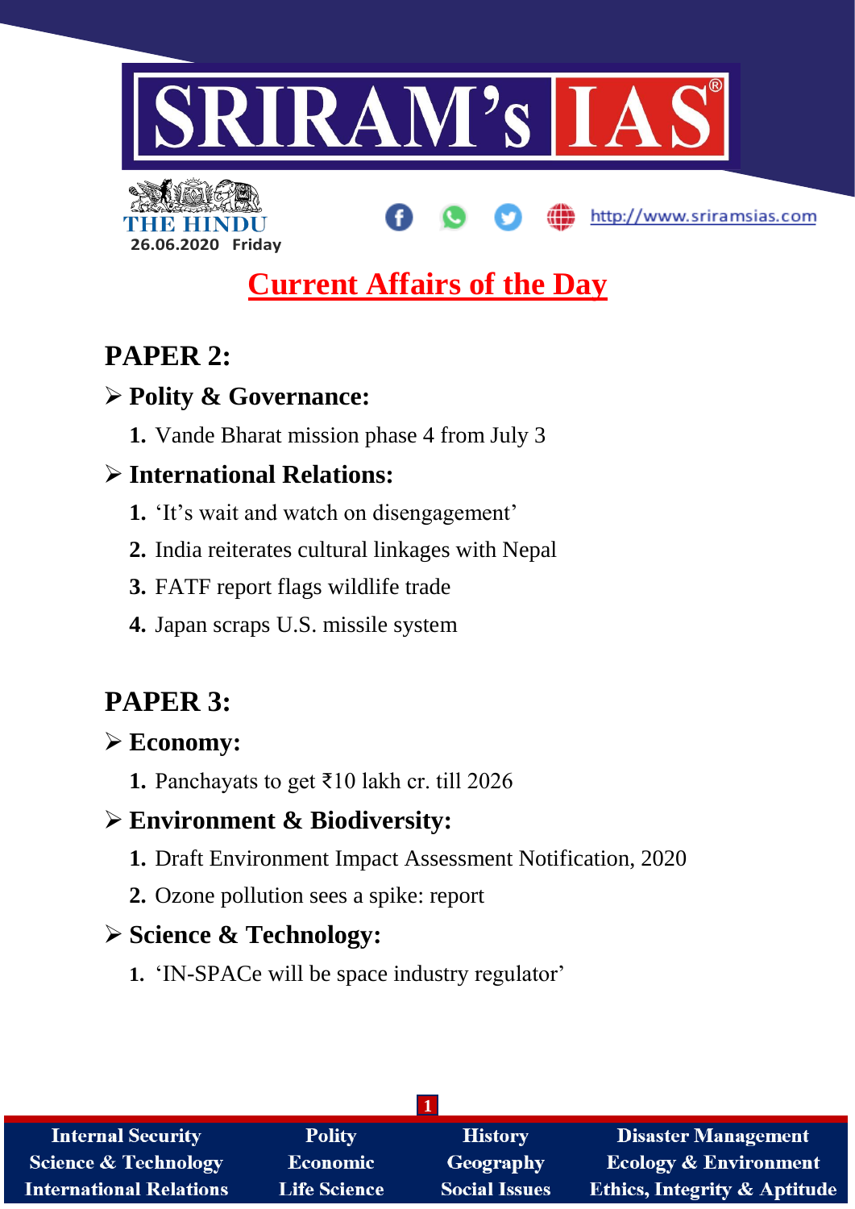# SRIRAM's IAS

THE HINDU
26.06.2020 Friday

http://www.sriramsias.com

## Current Affairs of the Day

## PAPER 2:

### ➢ Polity & Governance:

1. Vande Bharat mission phase 4 from July 3

### ➢ International Relations:

1. 'It's wait and watch on disengagement'
2. India reiterates cultural linkages with Nepal
3. FATF report flags wildlife trade
4. Japan scraps U.S. missile system

## PAPER 3:

### ➢ Economy:

1. Panchayats to get ₹10 lakh cr. till 2026

### ➢ Environment & Biodiversity:

1. Draft Environment Impact Assessment Notification, 2020
2. Ozone pollution sees a spike: report

### ➢ Science & Technology:

1. 'IN-SPACe will be space industry regulator'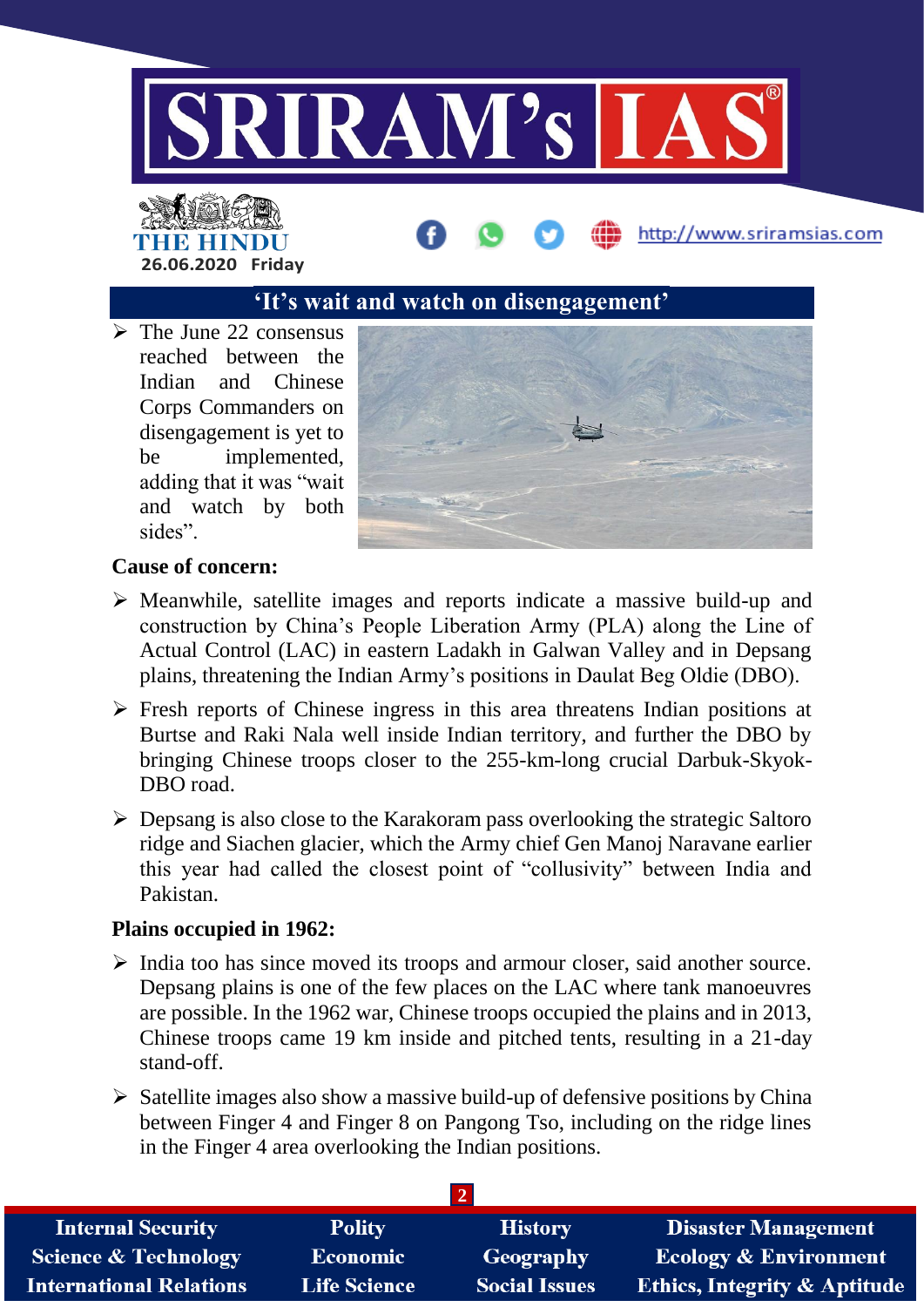## 'It's wait and watch on disengagement'

- The June 22 consensus reached between the Indian and Chinese Corps Commanders on disengagement is yet to be implemented, adding that it was "wait and watch by both sides".

**Cause of concern:**

- Meanwhile, satellite images and reports indicate a massive build-up and construction by China's People Liberation Army (PLA) along the Line of Actual Control (LAC) in eastern Ladakh in Galwan Valley and in Depsang plains, threatening the Indian Army's positions in Daulat Beg Oldie (DBO).
- Fresh reports of Chinese ingress in this area threatens Indian positions at Burtse and Raki Nala well inside Indian territory, and further the DBO by bringing Chinese troops closer to the 255-km-long crucial Darbuk-Skyok-DBO road.
- Depsang is also close to the Karakoram pass overlooking the strategic Saltoro ridge and Siachen glacier, which the Army chief Gen Manoj Naravane earlier this year had called the closest point of "collusivity" between India and Pakistan.

**Plains occupied in 1962:**

- India too has since moved its troops and armour closer, said another source. Depsang plains is one of the few places on the LAC where tank manoeuvres are possible. In the 1962 war, Chinese troops occupied the plains and in 2013, Chinese troops came 19 km inside and pitched tents, resulting in a 21-day stand-off.
- Satellite images also show a massive build-up of defensive positions by China between Finger 4 and Finger 8 on Pangong Tso, including on the ridge lines in the Finger 4 area overlooking the Indian positions.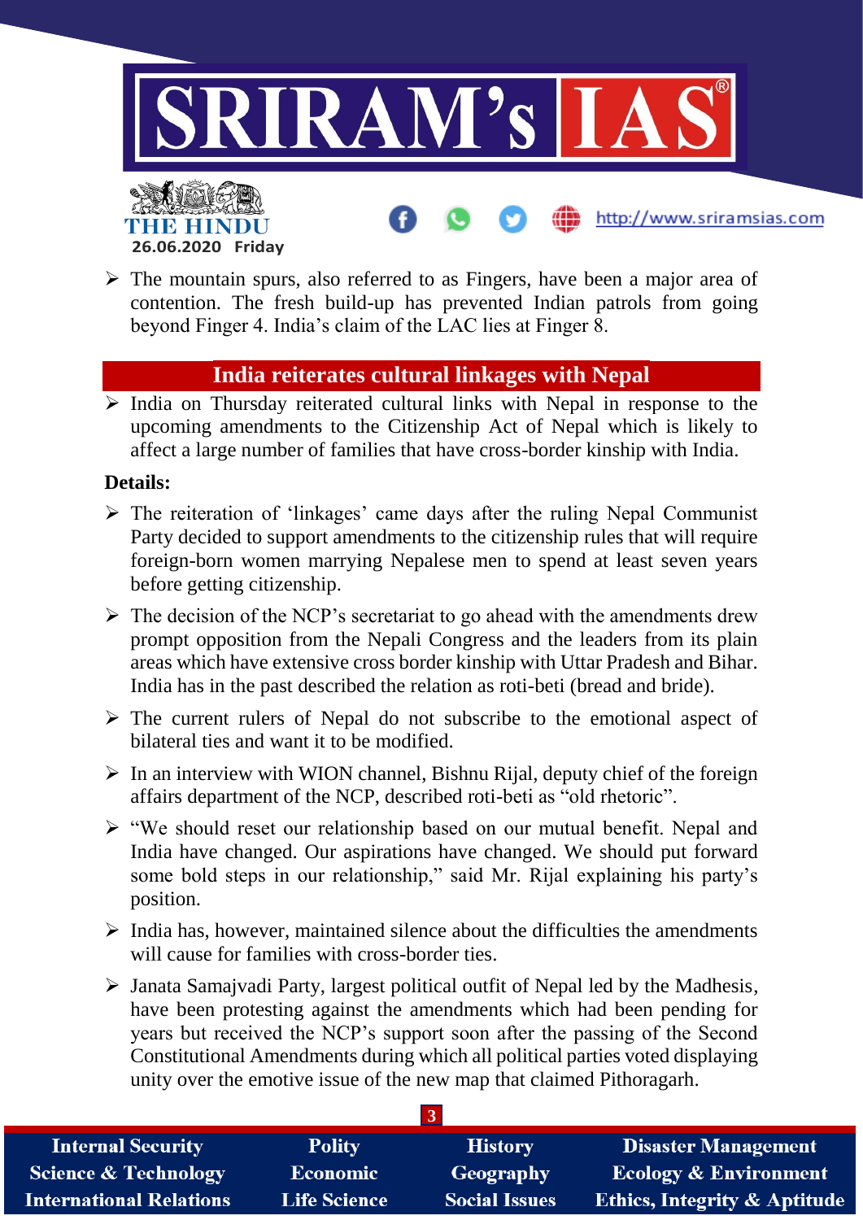- The mountain spurs, also referred to as Fingers, have been a major area of contention. The fresh build-up has prevented Indian patrols from going beyond Finger 4. India's claim of the LAC lies at Finger 8.

## India reiterates cultural linkages with Nepal

- India on Thursday reiterated cultural links with Nepal in response to the upcoming amendments to the Citizenship Act of Nepal which is likely to affect a large number of families that have cross-border kinship with India.

**Details:**

- The reiteration of 'linkages' came days after the ruling Nepal Communist Party decided to support amendments to the citizenship rules that will require foreign-born women marrying Nepalese men to spend at least seven years before getting citizenship.
- The decision of the NCP's secretariat to go ahead with the amendments drew prompt opposition from the Nepali Congress and the leaders from its plain areas which have extensive cross border kinship with Uttar Pradesh and Bihar. India has in the past described the relation as roti-beti (bread and bride).
- The current rulers of Nepal do not subscribe to the emotional aspect of bilateral ties and want it to be modified.
- In an interview with WION channel, Bishnu Rijal, deputy chief of the foreign affairs department of the NCP, described roti-beti as "old rhetoric".
- "We should reset our relationship based on our mutual benefit. Nepal and India have changed. Our aspirations have changed. We should put forward some bold steps in our relationship," said Mr. Rijal explaining his party's position.
- India has, however, maintained silence about the difficulties the amendments will cause for families with cross-border ties.
- Janata Samajvadi Party, largest political outfit of Nepal led by the Madhesis, have been protesting against the amendments which had been pending for years but received the NCP's support soon after the passing of the Second Constitutional Amendments during which all political parties voted displaying unity over the emotive issue of the new map that claimed Pithoragarh.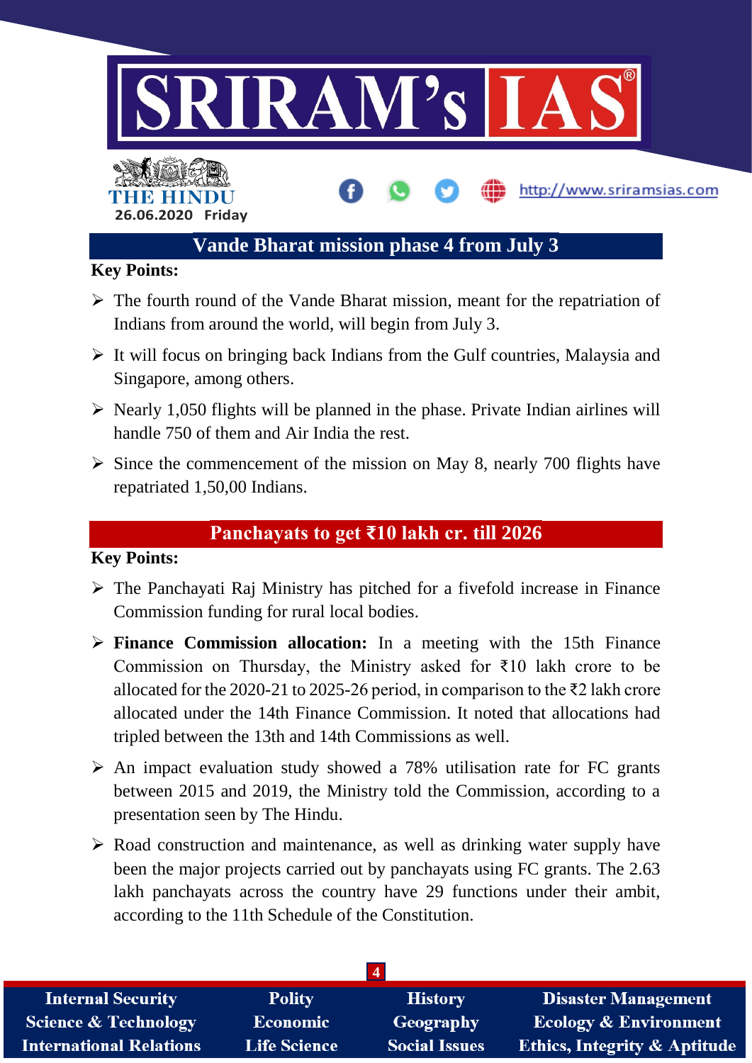## Vande Bharat mission phase 4 from July 3

**Key Points:**

- The fourth round of the Vande Bharat mission, meant for the repatriation of Indians from around the world, will begin from July 3.
- It will focus on bringing back Indians from the Gulf countries, Malaysia and Singapore, among others.
- Nearly 1,050 flights will be planned in the phase. Private Indian airlines will handle 750 of them and Air India the rest.
- Since the commencement of the mission on May 8, nearly 700 flights have repatriated 1,50,00 Indians.

## Panchayats to get ₹10 lakh cr. till 2026

**Key Points:**

- The Panchayati Raj Ministry has pitched for a fivefold increase in Finance Commission funding for rural local bodies.
- **Finance Commission allocation:** In a meeting with the 15th Finance Commission on Thursday, the Ministry asked for ₹10 lakh crore to be allocated for the 2020-21 to 2025-26 period, in comparison to the ₹2 lakh crore allocated under the 14th Finance Commission. It noted that allocations had tripled between the 13th and 14th Commissions as well.
- An impact evaluation study showed a 78% utilisation rate for FC grants between 2015 and 2019, the Ministry told the Commission, according to a presentation seen by The Hindu.
- Road construction and maintenance, as well as drinking water supply have been the major projects carried out by panchayats using FC grants. The 2.63 lakh panchayats across the country have 29 functions under their ambit, according to the 11th Schedule of the Constitution.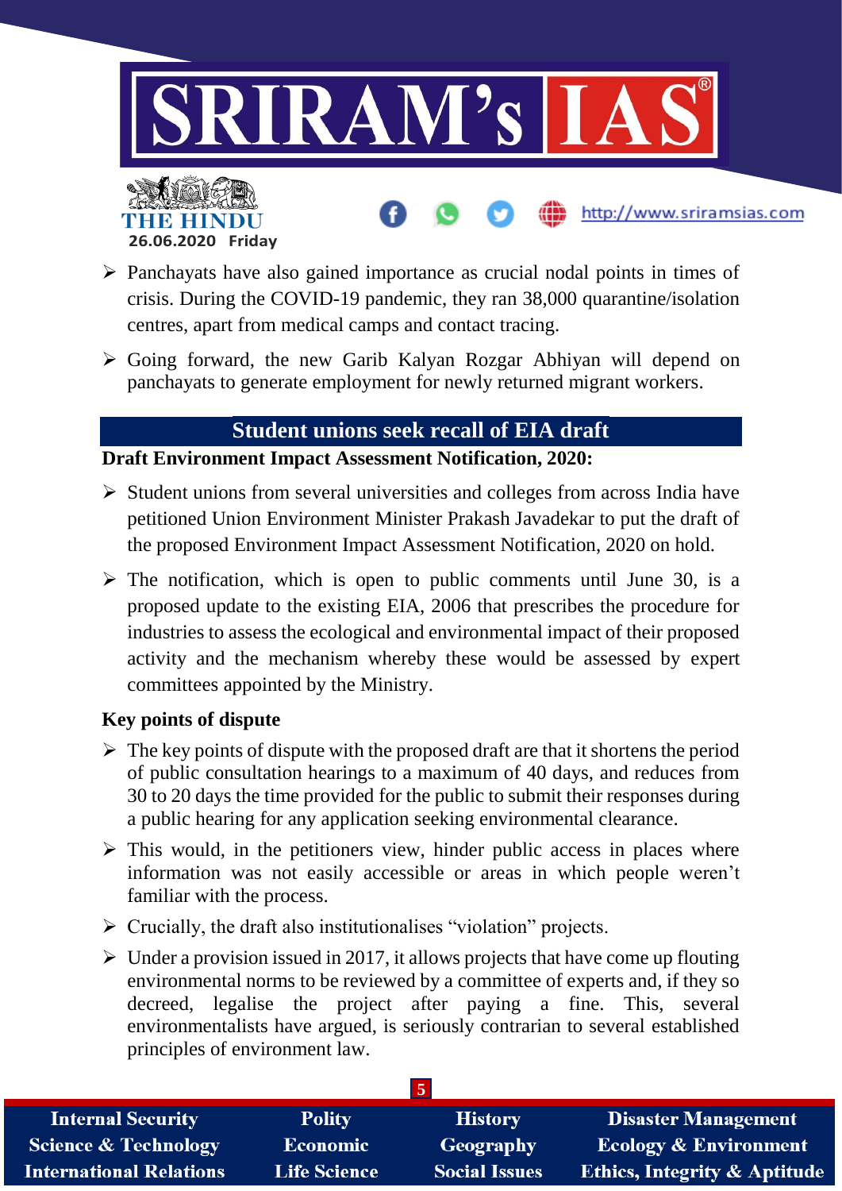- Panchayats have also gained importance as crucial nodal points in times of crisis. During the COVID-19 pandemic, they ran 38,000 quarantine/isolation centres, apart from medical camps and contact tracing.
- Going forward, the new Garib Kalyan Rozgar Abhiyan will depend on panchayats to generate employment for newly returned migrant workers.

## Student unions seek recall of EIA draft

**Draft Environment Impact Assessment Notification, 2020:**

- Student unions from several universities and colleges from across India have petitioned Union Environment Minister Prakash Javadekar to put the draft of the proposed Environment Impact Assessment Notification, 2020 on hold.
- The notification, which is open to public comments until June 30, is a proposed update to the existing EIA, 2006 that prescribes the procedure for industries to assess the ecological and environmental impact of their proposed activity and the mechanism whereby these would be assessed by expert committees appointed by the Ministry.

**Key points of dispute**

- The key points of dispute with the proposed draft are that it shortens the period of public consultation hearings to a maximum of 40 days, and reduces from 30 to 20 days the time provided for the public to submit their responses during a public hearing for any application seeking environmental clearance.
- This would, in the petitioners view, hinder public access in places where information was not easily accessible or areas in which people weren't familiar with the process.
- Crucially, the draft also institutionalises "violation" projects.
- Under a provision issued in 2017, it allows projects that have come up flouting environmental norms to be reviewed by a committee of experts and, if they so decreed, legalise the project after paying a fine. This, several environmentalists have argued, is seriously contrarian to several established principles of environment law.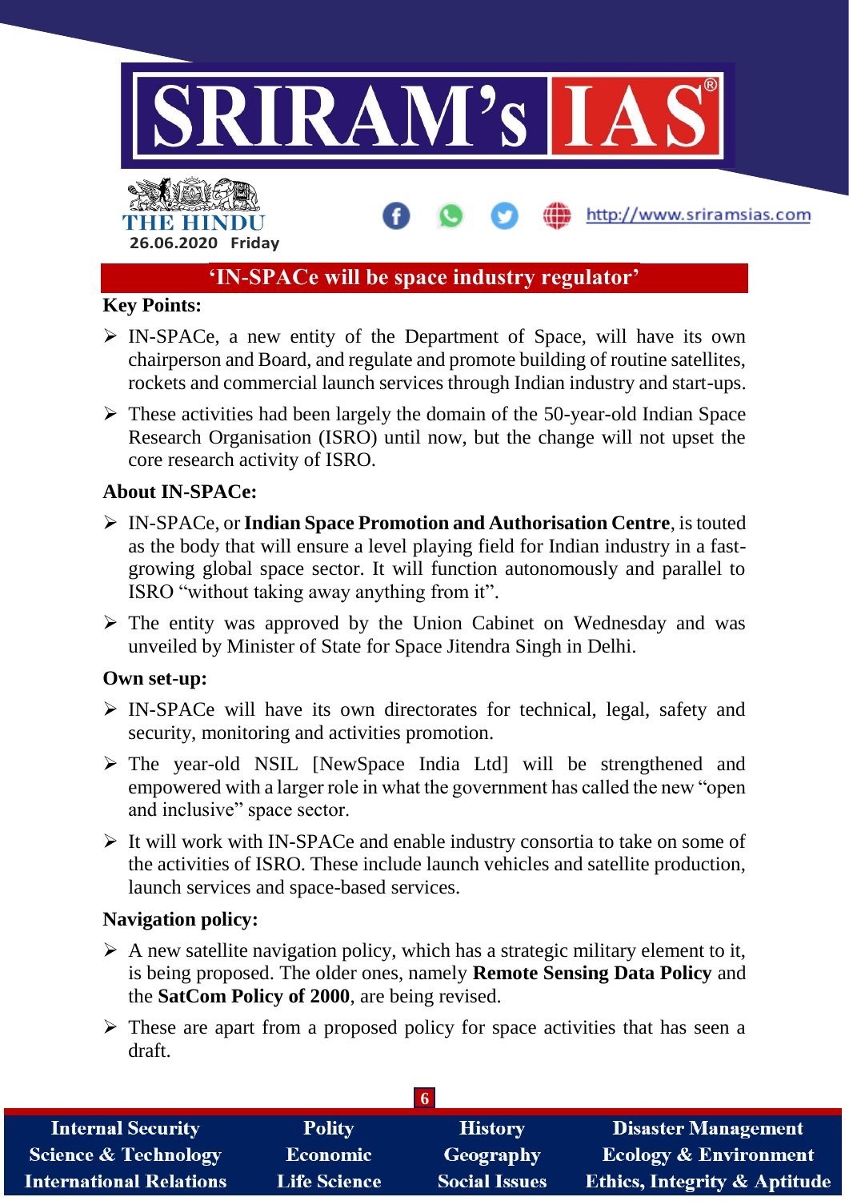## 'IN-SPACe will be space industry regulator'

**Key Points:**

- IN-SPACe, a new entity of the Department of Space, will have its own chairperson and Board, and regulate and promote building of routine satellites, rockets and commercial launch services through Indian industry and start-ups.
- These activities had been largely the domain of the 50-year-old Indian Space Research Organisation (ISRO) until now, but the change will not upset the core research activity of ISRO.

**About IN-SPACe:**

- IN-SPACe, or **Indian Space Promotion and Authorisation Centre**, is touted as the body that will ensure a level playing field for Indian industry in a fast-growing global space sector. It will function autonomously and parallel to ISRO "without taking away anything from it".
- The entity was approved by the Union Cabinet on Wednesday and was unveiled by Minister of State for Space Jitendra Singh in Delhi.

**Own set-up:**

- IN-SPACe will have its own directorates for technical, legal, safety and security, monitoring and activities promotion.
- The year-old NSIL [NewSpace India Ltd] will be strengthened and empowered with a larger role in what the government has called the new "open and inclusive" space sector.
- It will work with IN-SPACe and enable industry consortia to take on some of the activities of ISRO. These include launch vehicles and satellite production, launch services and space-based services.

**Navigation policy:**

- A new satellite navigation policy, which has a strategic military element to it, is being proposed. The older ones, namely **Remote Sensing Data Policy** and the **SatCom Policy of 2000**, are being revised.
- These are apart from a proposed policy for space activities that has seen a draft.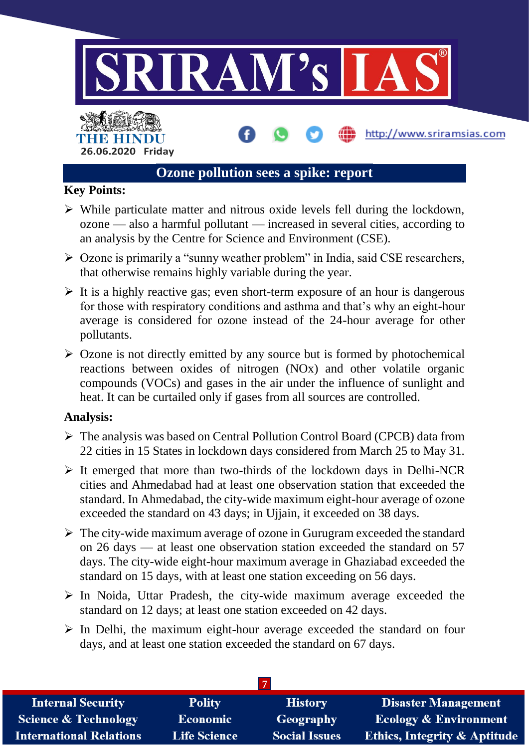# Ozone pollution sees a spike: report

**Key Points:**

- While particulate matter and nitrous oxide levels fell during the lockdown, ozone — also a harmful pollutant — increased in several cities, according to an analysis by the Centre for Science and Environment (CSE).
- Ozone is primarily a "sunny weather problem" in India, said CSE researchers, that otherwise remains highly variable during the year.
- It is a highly reactive gas; even short-term exposure of an hour is dangerous for those with respiratory conditions and asthma and that's why an eight-hour average is considered for ozone instead of the 24-hour average for other pollutants.
- Ozone is not directly emitted by any source but is formed by photochemical reactions between oxides of nitrogen (NOx) and other volatile organic compounds (VOCs) and gases in the air under the influence of sunlight and heat. It can be curtailed only if gases from all sources are controlled.

**Analysis:**

- The analysis was based on Central Pollution Control Board (CPCB) data from 22 cities in 15 States in lockdown days considered from March 25 to May 31.
- It emerged that more than two-thirds of the lockdown days in Delhi-NCR cities and Ahmedabad had at least one observation station that exceeded the standard. In Ahmedabad, the city-wide maximum eight-hour average of ozone exceeded the standard on 43 days; in Ujjain, it exceeded on 38 days.
- The city-wide maximum average of ozone in Gurugram exceeded the standard on 26 days — at least one observation station exceeded the standard on 57 days. The city-wide eight-hour maximum average in Ghaziabad exceeded the standard on 15 days, with at least one station exceeding on 56 days.
- In Noida, Uttar Pradesh, the city-wide maximum average exceeded the standard on 12 days; at least one station exceeded on 42 days.
- In Delhi, the maximum eight-hour average exceeded the standard on four days, and at least one station exceeded the standard on 67 days.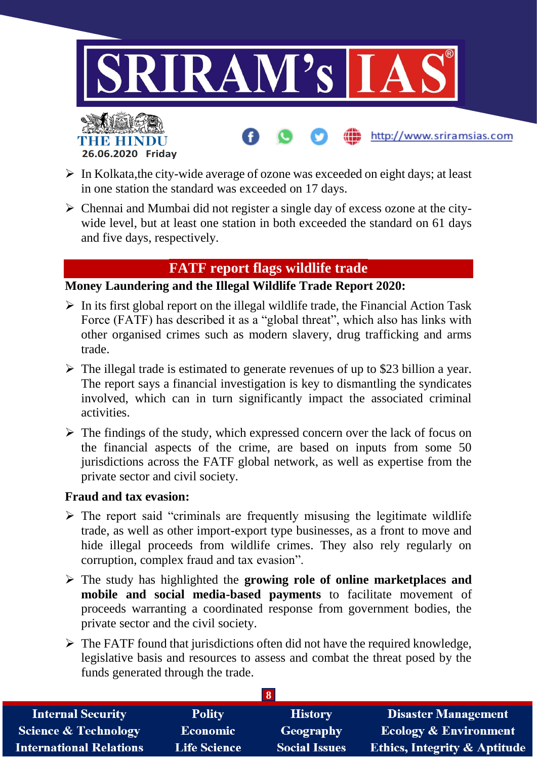- In Kolkata,the city-wide average of ozone was exceeded on eight days; at least in one station the standard was exceeded on 17 days.
- Chennai and Mumbai did not register a single day of excess ozone at the city-wide level, but at least one station in both exceeded the standard on 61 days and five days, respectively.

## FATF report flags wildlife trade

**Money Laundering and the Illegal Wildlife Trade Report 2020:**

- In its first global report on the illegal wildlife trade, the Financial Action Task Force (FATF) has described it as a "global threat", which also has links with other organised crimes such as modern slavery, drug trafficking and arms trade.
- The illegal trade is estimated to generate revenues of up to $23 billion a year. The report says a financial investigation is key to dismantling the syndicates involved, which can in turn significantly impact the associated criminal activities.
- The findings of the study, which expressed concern over the lack of focus on the financial aspects of the crime, are based on inputs from some 50 jurisdictions across the FATF global network, as well as expertise from the private sector and civil society.

**Fraud and tax evasion:**

- The report said "criminals are frequently misusing the legitimate wildlife trade, as well as other import-export type businesses, as a front to move and hide illegal proceeds from wildlife crimes. They also rely regularly on corruption, complex fraud and tax evasion".
- The study has highlighted the **growing role of online marketplaces and mobile and social media-based payments** to facilitate movement of proceeds warranting a coordinated response from government bodies, the private sector and the civil society.
- The FATF found that jurisdictions often did not have the required knowledge, legislative basis and resources to assess and combat the threat posed by the funds generated through the trade.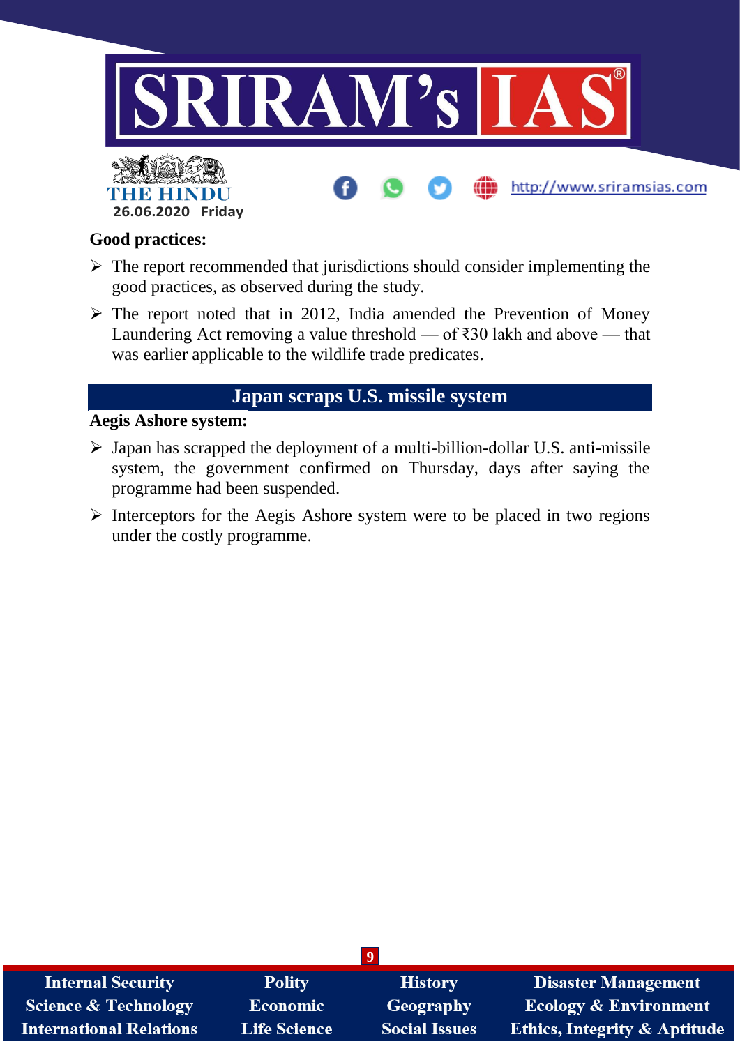**Good practices:**

- The report recommended that jurisdictions should consider implementing the good practices, as observed during the study.
- The report noted that in 2012, India amended the Prevention of Money Laundering Act removing a value threshold — of ₹30 lakh and above — that was earlier applicable to the wildlife trade predicates.

## Japan scraps U.S. missile system

**Aegis Ashore system:**

- Japan has scrapped the deployment of a multi-billion-dollar U.S. anti-missile system, the government confirmed on Thursday, days after saying the programme had been suspended.
- Interceptors for the Aegis Ashore system were to be placed in two regions under the costly programme.